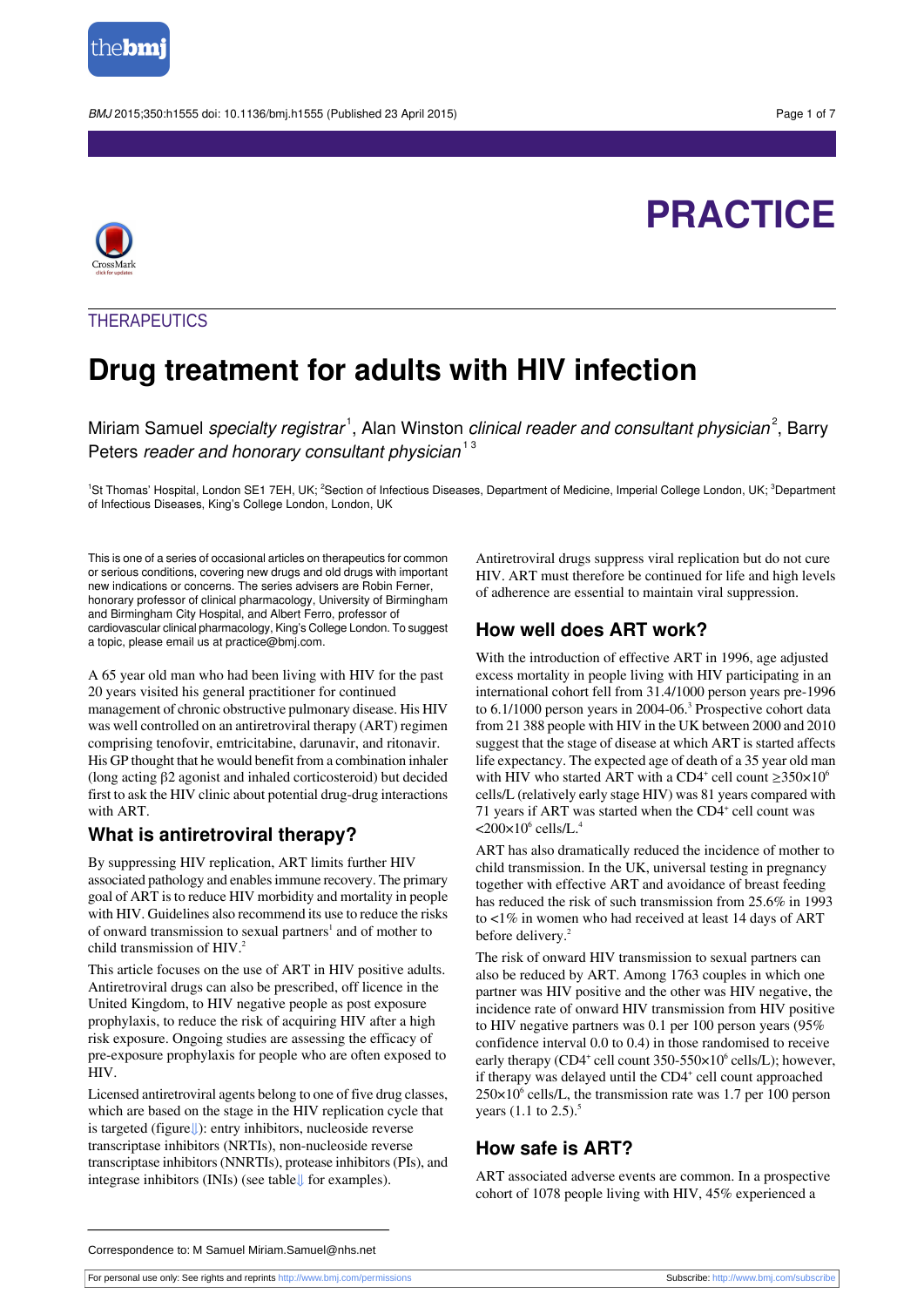THERAPEUTICS

# Drug treatment for adults with HIV infection

Miriam Samuel *specialty registrar*[1], Alan Winston *clinical reader and consultant physician*[2], Barry Peters *reader and honorary consultant physician*[1,3]

[1]St Thomas' Hospital, London SE1 7EH, UK; [2]Section of Infectious Diseases, Department of Medicine, Imperial College London, UK; [3]Department of Infectious Diseases, King's College London, London, UK

This is one of a series of occasional articles on therapeutics for common or serious conditions, covering new drugs and old drugs with important new indications or concerns. The series advisers are Robin Ferner, honorary professor of clinical pharmacology, University of Birmingham and Birmingham City Hospital, and Albert Ferro, professor of cardiovascular clinical pharmacology, King's College London. To suggest a topic, please email us at practice@bmj.com.

A 65 year old man who had been living with HIV for the past 20 years visited his general practitioner for continued management of chronic obstructive pulmonary disease. His HIV was well controlled on an antiretroviral therapy (ART) regimen comprising tenofovir, emtricitabine, darunavir, and ritonavir. His GP thought that he would benefit from a combination inhaler (long acting β2 agonist and inhaled corticosteroid) but decided first to ask the HIV clinic about potential drug-drug interactions with ART.

## What is antiretroviral therapy?

By suppressing HIV replication, ART limits further HIV associated pathology and enables immune recovery. The primary goal of ART is to reduce HIV morbidity and mortality in people with HIV. Guidelines also recommend its use to reduce the risks of onward transmission to sexual partners[1] and of mother to child transmission of HIV.[2]

This article focuses on the use of ART in HIV positive adults. Antiretroviral drugs can also be prescribed, off licence in the United Kingdom, to HIV negative people as post exposure prophylaxis, to reduce the risk of acquiring HIV after a high risk exposure. Ongoing studies are assessing the efficacy of pre-exposure prophylaxis for people who are often exposed to HIV.

Licensed antiretroviral agents belong to one of five drug classes, which are based on the stage in the HIV replication cycle that is targeted (figure⇓): entry inhibitors, nucleoside reverse transcriptase inhibitors (NRTIs), non-nucleoside reverse transcriptase inhibitors (NNRTIs), protease inhibitors (PIs), and integrase inhibitors (INIs) (see table⇓ for examples).

Antiretroviral drugs suppress viral replication but do not cure HIV. ART must therefore be continued for life and high levels of adherence are essential to maintain viral suppression.

## How well does ART work?

With the introduction of effective ART in 1996, age adjusted excess mortality in people living with HIV participating in an international cohort fell from 31.4/1000 person years pre-1996 to 6.1/1000 person years in 2004-06.[3] Prospective cohort data from 21 388 people with HIV in the UK between 2000 and 2010 suggest that the stage of disease at which ART is started affects life expectancy. The expected age of death of a 35 year old man with HIV who started ART with a CD4+ cell count $\geq 350\times10^6$ cells/L (relatively early stage HIV) was 81 years compared with 71 years if ART was started when the CD4+ cell count was $<200\times10^6$ cells/L.[4]

ART has also dramatically reduced the incidence of mother to child transmission. In the UK, universal testing in pregnancy together with effective ART and avoidance of breast feeding has reduced the risk of such transmission from 25.6% in 1993 to <1% in women who had received at least 14 days of ART before delivery.[2]

The risk of onward HIV transmission to sexual partners can also be reduced by ART. Among 1763 couples in which one partner was HIV positive and the other was HIV negative, the incidence rate of onward HIV transmission from HIV positive to HIV negative partners was 0.1 per 100 person years (95% confidence interval 0.0 to 0.4) in those randomised to receive early therapy (CD4+ cell count $350\text{-}550\times10^6$ cells/L); however, if therapy was delayed until the CD4+ cell count approached $250\times10^6$ cells/L, the transmission rate was 1.7 per 100 person years (1.1 to 2.5).[5]

## How safe is ART?

ART associated adverse events are common. In a prospective cohort of 1078 people living with HIV, 45% experienced a

Correspondence to: M Samuel Miriam.Samuel@nhs.net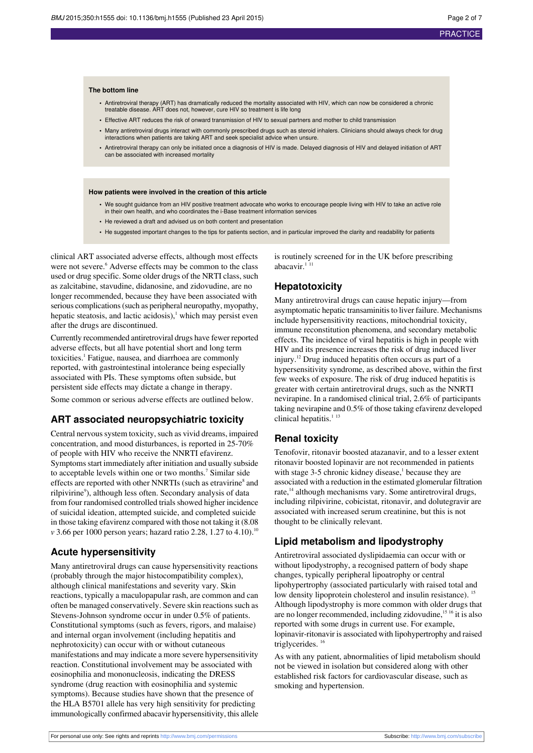**The bottom line**

- Antiretroviral therapy (ART) has dramatically reduced the mortality associated with HIV, which can now be considered a chronic treatable disease. ART does not, however, cure HIV so treatment is life long
- Effective ART reduces the risk of onward transmission of HIV to sexual partners and mother to child transmission
- Many antiretroviral drugs interact with commonly prescribed drugs such as steroid inhalers. Clinicians should always check for drug interactions when patients are taking ART and seek specialist advice when unsure.
- Antiretroviral therapy can only be initiated once a diagnosis of HIV is made. Delayed diagnosis of HIV and delayed initiation of ART can be associated with increased mortality

**How patients were involved in the creation of this article**

- We sought guidance from an HIV positive treatment advocate who works to encourage people living with HIV to take an active role in their own health, and who coordinates the i-Base treatment information services
- He reviewed a draft and advised us on both content and presentation
- He suggested important changes to the tips for patients section, and in particular improved the clarity and readability for patients

clinical ART associated adverse effects, although most effects were not severe.[6] Adverse effects may be common to the class used or drug specific. Some older drugs of the NRTI class, such as zalcitabine, stavudine, didanosine, and zidovudine, are no longer recommended, because they have been associated with serious complications (such as peripheral neuropathy, myopathy, hepatic steatosis, and lactic acidosis),[1] which may persist even after the drugs are discontinued.

Currently recommended antiretroviral drugs have fewer reported adverse effects, but all have potential short and long term toxicities.[1] Fatigue, nausea, and diarrhoea are commonly reported, with gastrointestinal intolerance being especially associated with PIs. These symptoms often subside, but persistent side effects may dictate a change in therapy.

Some common or serious adverse effects are outlined below.

## ART associated neuropsychiatric toxicity

Central nervous system toxicity, such as vivid dreams, impaired concentration, and mood disturbances, is reported in 25-70% of people with HIV who receive the NNRTI efavirenz. Symptoms start immediately after initiation and usually subside to acceptable levels within one or two months.[7] Similar side effects are reported with other NNRTIs (such as etravirine[8] and rilpivirine[9]), although less often. Secondary analysis of data from four randomised controlled trials showed higher incidence of suicidal ideation, attempted suicide, and completed suicide in those taking efavirenz compared with those not taking it (8.08 *v* 3.66 per 1000 person years; hazard ratio 2.28, 1.27 to 4.10).[10]

## Acute hypersensitivity

Many antiretroviral drugs can cause hypersensitivity reactions (probably through the major histocompatibility complex), although clinical manifestations and severity vary. Skin reactions, typically a maculopapular rash, are common and can often be managed conservatively. Severe skin reactions such as Stevens-Johnson syndrome occur in under 0.5% of patients. Constitutional symptoms (such as fevers, rigors, and malaise) and internal organ involvement (including hepatitis and nephrotoxicity) can occur with or without cutaneous manifestations and may indicate a more severe hypersensitivity reaction. Constitutional involvement may be associated with eosinophilia and mononucleosis, indicating the DRESS syndrome (drug reaction with eosinophilia and systemic symptoms). Because studies have shown that the presence of the HLA B5701 allele has very high sensitivity for predicting immunologically confirmed abacavir hypersensitivity, this allele is routinely screened for in the UK before prescribing abacavir.[1,11]

## Hepatotoxicity

Many antiretroviral drugs can cause hepatic injury—from asymptomatic hepatic transaminitis to liver failure. Mechanisms include hypersensitivity reactions, mitochondrial toxicity, immune reconstitution phenomena, and secondary metabolic effects. The incidence of viral hepatitis is high in people with HIV and its presence increases the risk of drug induced liver injury.[12] Drug induced hepatitis often occurs as part of a hypersensitivity syndrome, as described above, within the first few weeks of exposure. The risk of drug induced hepatitis is greater with certain antiretroviral drugs, such as the NNRTI nevirapine. In a randomised clinical trial, 2.6% of participants taking nevirapine and 0.5% of those taking efavirenz developed clinical hepatitis.[1,13]

## Renal toxicity

Tenofovir, ritonavir boosted atazanavir, and to a lesser extent ritonavir boosted lopinavir are not recommended in patients with stage 3-5 chronic kidney disease,[1] because they are associated with a reduction in the estimated glomerular filtration rate,[14] although mechanisms vary. Some antiretroviral drugs, including rilpivirine, cobicistat, ritonavir, and dolutegravir are associated with increased serum creatinine, but this is not thought to be clinically relevant.

## Lipid metabolism and lipodystrophy

Antiretroviral associated dyslipidaemia can occur with or without lipodystrophy, a recognised pattern of body shape changes, typically peripheral lipoatrophy or central lipohypertrophy (associated particularly with raised total and low density lipoprotein cholesterol and insulin resistance).[15] Although lipodystrophy is more common with older drugs that are no longer recommended, including zidovudine,[15,16] it is also reported with some drugs in current use. For example, lopinavir-ritonavir is associated with lipohypertrophy and raised triglycerides.[16]

As with any patient, abnormalities of lipid metabolism should not be viewed in isolation but considered along with other established risk factors for cardiovascular disease, such as smoking and hypertension.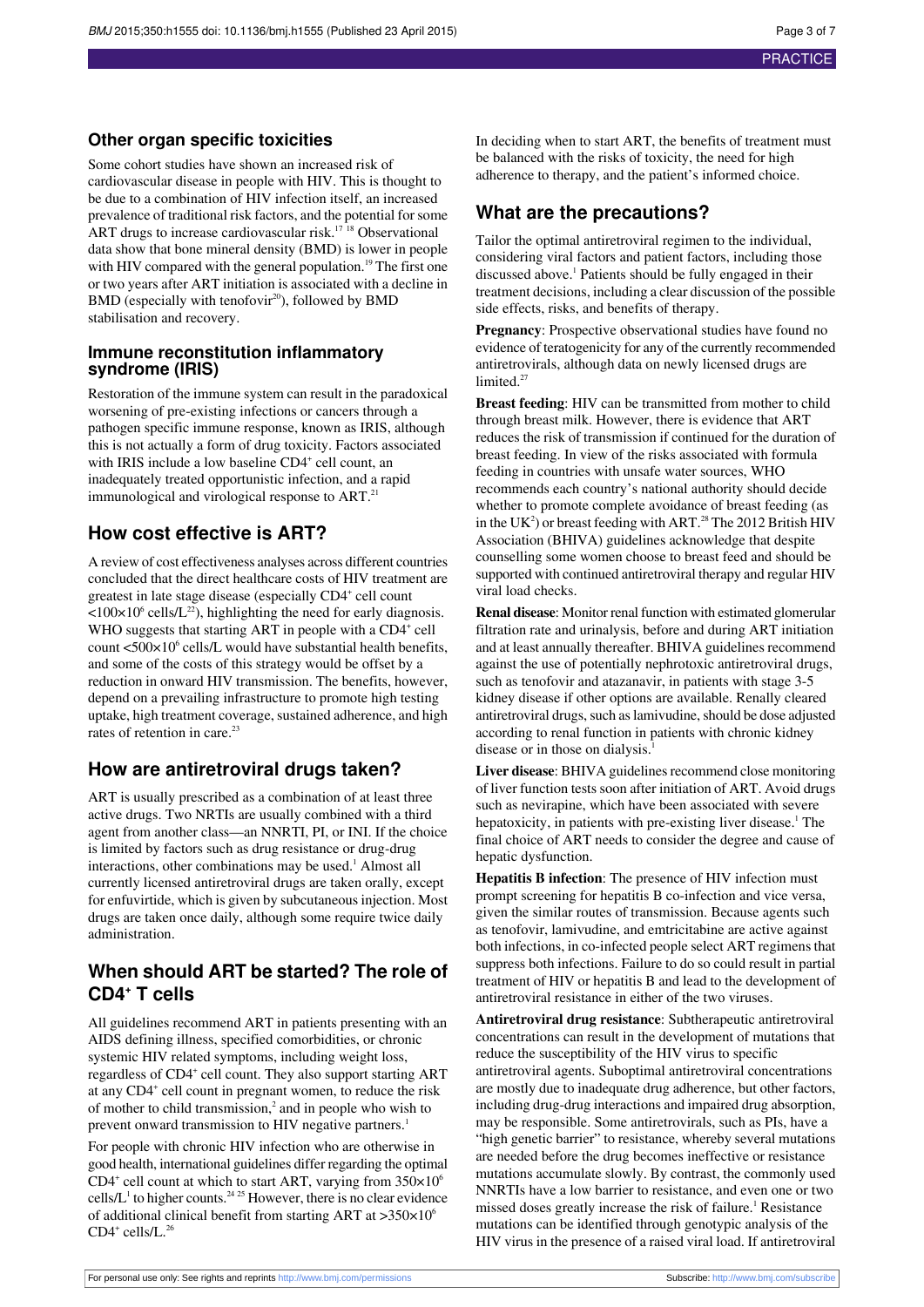## Other organ specific toxicities

Some cohort studies have shown an increased risk of cardiovascular disease in people with HIV. This is thought to be due to a combination of HIV infection itself, an increased prevalence of traditional risk factors, and the potential for some ART drugs to increase cardiovascular risk.[17 18] Observational data show that bone mineral density (BMD) is lower in people with HIV compared with the general population.[19] The first one or two years after ART initiation is associated with a decline in BMD (especially with tenofovir[20]), followed by BMD stabilisation and recovery.

### Immune reconstitution inflammatory syndrome (IRIS)

Restoration of the immune system can result in the paradoxical worsening of pre-existing infections or cancers through a pathogen specific immune response, known as IRIS, although this is not actually a form of drug toxicity. Factors associated with IRIS include a low baseline $CD4^+$ cell count, an inadequately treated opportunistic infection, and a rapid immunological and virological response to ART.[21]

## How cost effective is ART?

A review of cost effectiveness analyses across different countries concluded that the direct healthcare costs of HIV treatment are greatest in late stage disease (especially $CD4^+$ cell count $<100\times10^6$ cells/L[22]), highlighting the need for early diagnosis. WHO suggests that starting ART in people with a $CD4^+$ cell count $<500\times10^6$ cells/L would have substantial health benefits, and some of the costs of this strategy would be offset by a reduction in onward HIV transmission. The benefits, however, depend on a prevailing infrastructure to promote high testing uptake, high treatment coverage, sustained adherence, and high rates of retention in care.[23]

## How are antiretroviral drugs taken?

ART is usually prescribed as a combination of at least three active drugs. Two NRTIs are usually combined with a third agent from another class—an NNRTI, PI, or INI. If the choice is limited by factors such as drug resistance or drug-drug interactions, other combinations may be used.[1] Almost all currently licensed antiretroviral drugs are taken orally, except for enfuvirtide, which is given by subcutaneous injection. Most drugs are taken once daily, although some require twice daily administration.

## When should ART be started? The role of $CD4^+$ T cells

All guidelines recommend ART in patients presenting with an AIDS defining illness, specified comorbidities, or chronic systemic HIV related symptoms, including weight loss, regardless of $CD4^+$ cell count. They also support starting ART at any $CD4^+$ cell count in pregnant women, to reduce the risk of mother to child transmission,[2] and in people who wish to prevent onward transmission to HIV negative partners.[1]

For people with chronic HIV infection who are otherwise in good health, international guidelines differ regarding the optimal $CD4^+$ cell count at which to start ART, varying from $350\times10^6$ cells/L[1] to higher counts.[24 25] However, there is no clear evidence of additional clinical benefit from starting ART at $>350\times10^6$ $CD4^+$ cells/L.[26]

In deciding when to start ART, the benefits of treatment must be balanced with the risks of toxicity, the need for high adherence to therapy, and the patient's informed choice.

## What are the precautions?

Tailor the optimal antiretroviral regimen to the individual, considering viral factors and patient factors, including those discussed above.[1] Patients should be fully engaged in their treatment decisions, including a clear discussion of the possible side effects, risks, and benefits of therapy.

**Pregnancy**: Prospective observational studies have found no evidence of teratogenicity for any of the currently recommended antiretrovirals, although data on newly licensed drugs are limited.[27]

**Breast feeding**: HIV can be transmitted from mother to child through breast milk. However, there is evidence that ART reduces the risk of transmission if continued for the duration of breast feeding. In view of the risks associated with formula feeding in countries with unsafe water sources, WHO recommends each country's national authority should decide whether to promote complete avoidance of breast feeding (as in the UK[2]) or breast feeding with ART.[28] The 2012 British HIV Association (BHIVA) guidelines acknowledge that despite counselling some women choose to breast feed and should be supported with continued antiretroviral therapy and regular HIV viral load checks.

**Renal disease**: Monitor renal function with estimated glomerular filtration rate and urinalysis, before and during ART initiation and at least annually thereafter. BHIVA guidelines recommend against the use of potentially nephrotoxic antiretroviral drugs, such as tenofovir and atazanavir, in patients with stage 3-5 kidney disease if other options are available. Renally cleared antiretroviral drugs, such as lamivudine, should be dose adjusted according to renal function in patients with chronic kidney disease or in those on dialysis.[1]

**Liver disease**: BHIVA guidelines recommend close monitoring of liver function tests soon after initiation of ART. Avoid drugs such as nevirapine, which have been associated with severe hepatoxicity, in patients with pre-existing liver disease.[1] The final choice of ART needs to consider the degree and cause of hepatic dysfunction.

**Hepatitis B infection**: The presence of HIV infection must prompt screening for hepatitis B co-infection and vice versa, given the similar routes of transmission. Because agents such as tenofovir, lamivudine, and emtricitabine are active against both infections, in co-infected people select ART regimens that suppress both infections. Failure to do so could result in partial treatment of HIV or hepatitis B and lead to the development of antiretroviral resistance in either of the two viruses.

**Antiretroviral drug resistance**: Subtherapeutic antiretroviral concentrations can result in the development of mutations that reduce the susceptibility of the HIV virus to specific antiretroviral agents. Suboptimal antiretroviral concentrations are mostly due to inadequate drug adherence, but other factors, including drug-drug interactions and impaired drug absorption, may be responsible. Some antiretrovirals, such as PIs, have a "high genetic barrier" to resistance, whereby several mutations are needed before the drug becomes ineffective or resistance mutations accumulate slowly. By contrast, the commonly used NNRTIs have a low barrier to resistance, and even one or two missed doses greatly increase the risk of failure.[1] Resistance mutations can be identified through genotypic analysis of the HIV virus in the presence of a raised viral load. If antiretroviral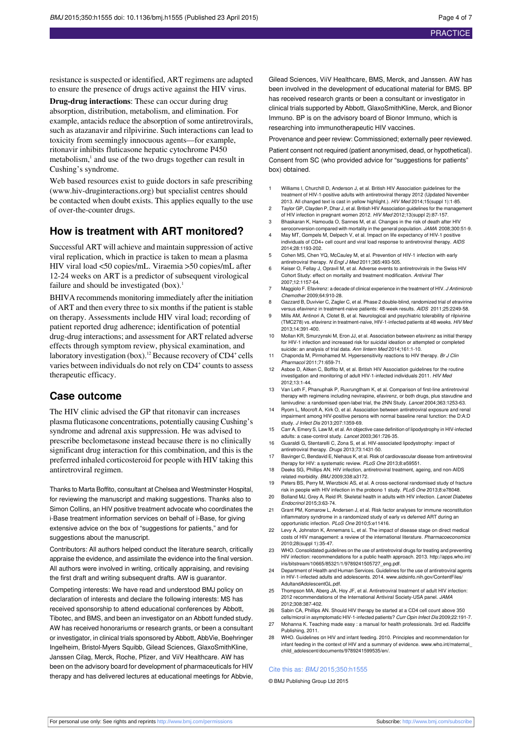resistance is suspected or identified, ART regimens are adapted to ensure the presence of drugs active against the HIV virus.

**Drug-drug interactions**: These can occur during drug absorption, distribution, metabolism, and elimination. For example, antacids reduce the absorption of some antiretrovirals, such as atazanavir and rilpivirine. Such interactions can lead to toxicity from seemingly innocuous agents—for example, ritonavir inhibits fluticasone hepatic cytochrome P450 metabolism,[1] and use of the two drugs together can result in Cushing's syndrome.

Web based resources exist to guide doctors in safe prescribing (www.hiv-druginteractions.org) but specialist centres should be contacted when doubt exists. This applies equally to the use of over-the-counter drugs.

## How is treatment with ART monitored?

Successful ART will achieve and maintain suppression of active viral replication, which in practice is taken to mean a plasma HIV viral load <50 copies/mL. Viraemia >50 copies/mL after 12-24 weeks on ART is a predictor of subsequent virological failure and should be investigated (box).[1]

BHIVA recommends monitoring immediately after the initiation of ART and then every three to six months if the patient is stable on therapy. Assessments include HIV viral load; recording of patient reported drug adherence; identification of potential drug-drug interactions; and assessment for ART related adverse effects through symptom review, physical examination, and laboratory investigation (box).[12] Because recovery of $CD4^+$ cells varies between individuals do not rely on $CD4^+$ counts to assess therapeutic efficacy.

## Case outcome

The HIV clinic advised the GP that ritonavir can increases plasma fluticasone concentrations, potentially causing Cushing's syndrome and adrenal axis suppression. He was advised to prescribe beclometasone instead because there is no clinically significant drug interaction for this combination, and this is the preferred inhaled corticosteroid for people with HIV taking this antiretroviral regimen.

Thanks to Marta Boffito, consultant at Chelsea and Westminster Hospital, for reviewing the manuscript and making suggestions. Thanks also to Simon Collins, an HIV positive treatment advocate who coordinates the i-Base treatment information services on behalf of i-Base, for giving extensive advice on the box of "suggestions for patients," and for suggestions about the manuscript.

Contributors: All authors helped conduct the literature search, critically appraise the evidence, and assimilate the evidence into the final version. All authors were involved in writing, critically appraising, and revising the first draft and writing subsequent drafts. AW is guarantor.

Competing interests: We have read and understood BMJ policy on declaration of interests and declare the following interests: MS has received sponsorship to attend educational conferences by Abbott, Tibotec, and BMS, and been an investigator on an Abbott funded study. AW has received honorariums or research grants, or been a consultant or investigator, in clinical trials sponsored by Abbott, AbbVie, Boehringer Ingelheim, Bristol-Myers Squibb, Gilead Sciences, GlaxoSmithKline, Janssen Cilag, Merck, Roche, Pfizer, and ViiV Healthcare. AW has been on the advisory board for development of pharmaceuticals for HIV therapy and has delivered lectures at educational meetings for Abbvie, Gilead Sciences, ViiV Healthcare, BMS, Merck, and Janssen. AW has been involved in the development of educational material for BMS. BP has received research grants or been a consultant or investigator in clinical trials supported by Abbott, GlaxoSmithKline, Merck, and Bionor Immuno. BP is on the advisory board of Bionor Immuno, which is researching into immunotherapeutic HIV vaccines.

Provenance and peer review: Commissioned; externally peer reviewed.

Patient consent not required (patient anonymised, dead, or hypothetical). Consent from SC (who provided advice for "suggestions for patients" box) obtained.

1. Williams I, Churchill D, Anderson J, et al. British HIV Association guidelines for the treatment of HIV-1-positive adults with antiretroviral therapy 2012 (Updated November 2013. All changed text is cast in yellow highlight.). *HIV Med* 2014;15(suppl 1):1-85.
2. Taylor GP, Clayden P, Dhar J, et al. British HIV Association guidelines for the management of HIV infection in pregnant women 2012. *HIV Med* 2012;13(suppl 2):87-157.
3. Bhaskaran K, Hamouda O, Sannes M, et al. Changes in the risk of death after HIV seroconversion compared with mortality in the general population. *JAMA* 2008;300:51-9.
4. May MT, Gompels M, Delpech V, et al. Impact on life expectancy of HIV-1 positive individuals of CD4+ cell count and viral load response to antiretroviral therapy. *AIDS* 2014;28:1193-202.
5. Cohen MS, Chen YQ, McCauley M, et al. Prevention of HIV-1 infection with early antiretroviral therapy. *N Engl J Med* 2011;365:493-505.
6. Keiser O, Fellay J, Opravil M, et al. Adverse events to antiretrovirals in the Swiss HIV Cohort Study: effect on mortality and treatment modification. *Antiviral Ther* 2007;12:1157-64.
7. Maggiolo F. Efavirenz: a decade of clinical experience in the treatment of HIV. *J Antimicrob Chemother* 2009;64:910-28.
8. Gazzard B, Duvivier C, Zagler C, et al. Phase 2 double-blind, randomized trial of etravirine versus efavirenz in treatment-naive patients: 48-week results. *AIDS* 2011;25:2249-58.
9. Mills AM, Antinori A, Clotet B, et al. Neurological and psychiatric tolerability of rilpivirine (TMC278) vs. efavirenz in treatment-naive, HIV-1-infected patients at 48 weeks. *HIV Med* 2013;14:391-400.
10. Mollan KR, Smurzynski M, Eron JJ, et al. Association between efavirenz as initial therapy for HIV-1 infection and increased risk for suicidal ideation or attempted or completed suicide: an analysis of trial data. *Ann Iintern Med* 2014;161:1-10.
11. Chaponda M, Pirmohamed M. Hypersensitivity reactions to HIV therapy. *Br J Clin Pharmacol* 2011;71:659-71.
12. Asboe D, Aitken C, Boffito M, et al. British HIV Association guidelines for the routine investigation and monitoring of adult HIV-1-infected individuals 2011. *HIV Med* 2012;13:1-44.
13. Van Leth F, Phanuphak P, Ruxrungtham K, et al. Comparison of first-line antiretroviral therapy with regimens including nevirapine, efavirenz, or both drugs, plus stavudine and lamivudine: a randomised open-label trial, the 2NN Study. *Lancet* 2004;363:1253-63.
14. Ryom L, Mocroft A, Kirk O, et al. Association between antiretroviral exposure and renal impairment among HIV-positive persons with normal baseline renal function: the D:A:D study. *J Infect Dis* 2013;207:1359-69.
15. Carr A, Emery S, Law M, et al. An objective case definition of lipodystrophy in HIV-infected adults: a case-control study. *Lancet* 2003;361:726-35.
16. Guaraldi G, Stentarelli C, Zona S, et al. HIV-associated lipodystrophy: impact of antiretroviral therapy. *Drugs* 2013;73:1431-50.
17. Bavinger C, Bendavid E, Niehaus K, et al. Risk of cardiovascular disease from antiretroviral therapy for HIV: a systematic review. *PLoS One* 2013;8:e59551.
18. Deeks SG, Phillips AN. HIV infection, antiretroviral treatment, ageing, and non-AIDS related morbidity. *BMJ* 2009;338:a3172.
19. Peters BS, Perry M, Wierzbicki AS, et al. A cross-sectional randomised study of fracture risk in people with HIV infection in the probono 1 study. *PLoS One* 2013;8:e78048.
20. Bolland MJ, Grey A, Reid IR. Skeletal health in adults with HIV infection. *Lancet Diabetes Endocrinol* 2015;3:63-74.
21. Grant PM, Komarow L, Andersen J, et al. Risk factor analyses for immune reconstitution inflammatory syndrome in a randomized study of early vs deferred ART during an opportunistic infection. *PLoS One* 2010;5:e11416.
22. Levy A, Johnston K, Annemans L, et al. The impact of disease stage on direct medical costs of HIV management: a review of the international literature. *Pharmacoeconomics* 2010;28(suppl 1):35-47.
23. WHO. Consolidated guidelines on the use of antiretroviral drugs for treating and preventing HIV infection: recommendations for a public health approach. 2013. http://apps.who.int/iris/bitstream/10665/85321/1/9789241505727_eng.pdf.
24. Department of Health and Human Services. Guidelines for the use of antiretroviral agents in HIV-1-infected adults and adolescents. 2014. www.aidsinfo.nih.gov/ContentFiles/AdultandAdolescentGL.pdf.
25. Thompson MA, Aberg JA, Hoy JF, et al. Antiretroviral treatment of adult HIV infection: 2012 recommendations of the International Antiviral Society-USA panel. *JAMA* 2012;308:387-402.
26. Sabin CA, Phillips AN. Should HIV therapy be started at a CD4 cell count above 350 cells/microl in asymptomatic HIV-1-infected patients? *Curr Opin Infect Dis* 2009;22:191-7.
27. Mohanna K. Teaching made easy : a manual for health professionals. 3rd ed. Radcliffe Publishing, 2011.
28. WHO. Guidelines on HIV and infant feeding. 2010. Principles and recommendation for infant feeding in the context of HIV and a summary of evidence. www.who.int/maternal_child_adolescent/documents/9789241599535/en/.

Cite this as: *BMJ* 2015;350:h1555

© BMJ Publishing Group Ltd 2015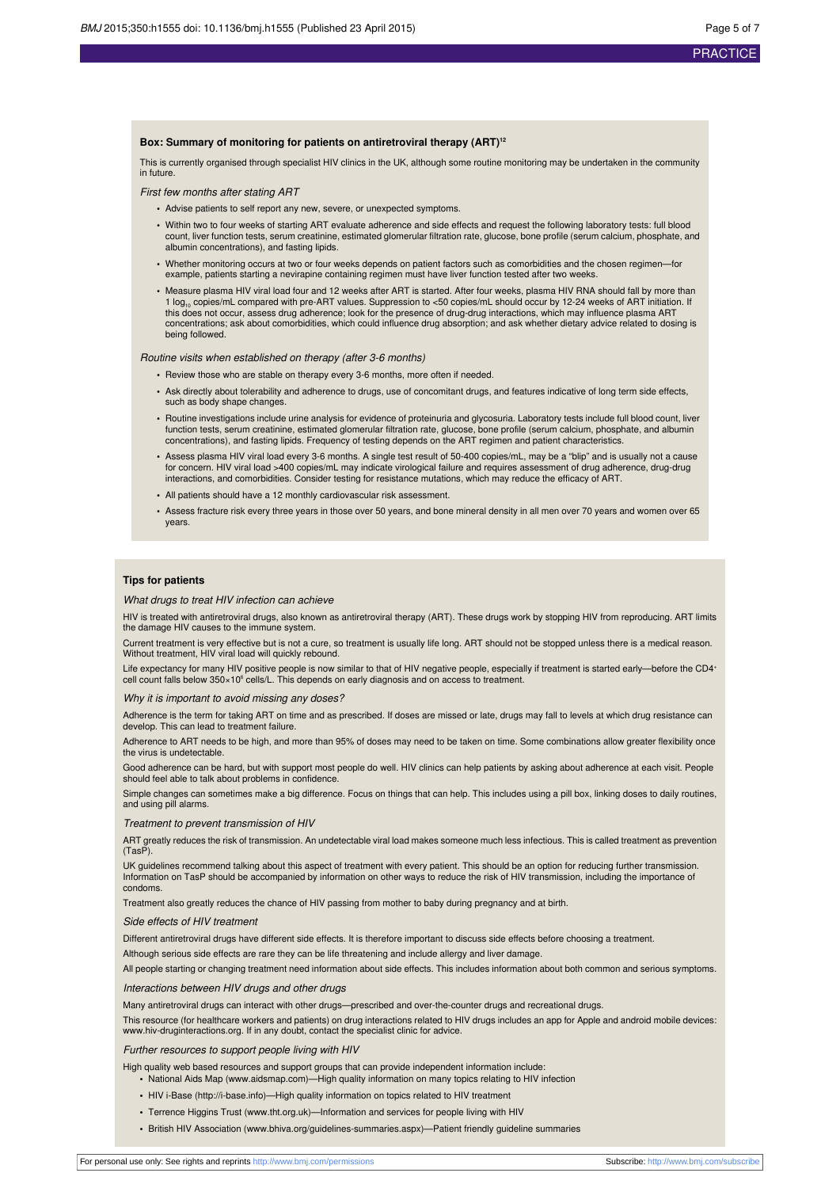**Box: Summary of monitoring for patients on antiretroviral therapy (ART)[12]**

This is currently organised through specialist HIV clinics in the UK, although some routine monitoring may be undertaken in the community in future.

*First few months after stating ART*

- Advise patients to self report any new, severe, or unexpected symptoms.
- Within two to four weeks of starting ART evaluate adherence and side effects and request the following laboratory tests: full blood count, liver function tests, serum creatinine, estimated glomerular filtration rate, glucose, bone profile (serum calcium, phosphate, and albumin concentrations), and fasting lipids.
- Whether monitoring occurs at two or four weeks depends on patient factors such as comorbidities and the chosen regimen—for example, patients starting a nevirapine containing regimen must have liver function tested after two weeks.
- Measure plasma HIV viral load four and 12 weeks after ART is started. After four weeks, plasma HIV RNA should fall by more than 1 $\log_{10}$ copies/mL compared with pre-ART values. Suppression to <50 copies/mL should occur by 12-24 weeks of ART initiation. If this does not occur, assess drug adherence; look for the presence of drug-drug interactions, which may influence plasma ART concentrations; ask about comorbidities, which could influence drug absorption; and ask whether dietary advice related to dosing is being followed.

*Routine visits when established on therapy (after 3-6 months)*

- Review those who are stable on therapy every 3-6 months, more often if needed.
- Ask directly about tolerability and adherence to drugs, use of concomitant drugs, and features indicative of long term side effects, such as body shape changes.
- Routine investigations include urine analysis for evidence of proteinuria and glycosuria. Laboratory tests include full blood count, liver function tests, serum creatinine, estimated glomerular filtration rate, glucose, bone profile (serum calcium, phosphate, and albumin concentrations), and fasting lipids. Frequency of testing depends on the ART regimen and patient characteristics.
- Assess plasma HIV viral load every 3-6 months. A single test result of 50-400 copies/mL, may be a "blip" and is usually not a cause for concern. HIV viral load >400 copies/mL may indicate virological failure and requires assessment of drug adherence, drug-drug interactions, and comorbidities. Consider testing for resistance mutations, which may reduce the efficacy of ART.
- All patients should have a 12 monthly cardiovascular risk assessment.
- Assess fracture risk every three years in those over 50 years, and bone mineral density in all men over 70 years and women over 65 years.

**Tips for patients**

*What drugs to treat HIV infection can achieve*

HIV is treated with antiretroviral drugs, also known as antiretroviral therapy (ART). These drugs work by stopping HIV from reproducing. ART limits the damage HIV causes to the immune system.

Current treatment is very effective but is not a cure, so treatment is usually life long. ART should not be stopped unless there is a medical reason. Without treatment, HIV viral load will quickly rebound.

Life expectancy for many HIV positive people is now similar to that of HIV negative people, especially if treatment is started early—before the $CD4^{+}$ cell count falls below $350\times10^{6}$ cells/L. This depends on early diagnosis and on access to treatment.

*Why it is important to avoid missing any doses?*

Adherence is the term for taking ART on time and as prescribed. If doses are missed or late, drugs may fall to levels at which drug resistance can develop. This can lead to treatment failure.

Adherence to ART needs to be high, and more than 95% of doses may need to be taken on time. Some combinations allow greater flexibility once the virus is undetectable.

Good adherence can be hard, but with support most people do well. HIV clinics can help patients by asking about adherence at each visit. People should feel able to talk about problems in confidence.

Simple changes can sometimes make a big difference. Focus on things that can help. This includes using a pill box, linking doses to daily routines, and using pill alarms.

*Treatment to prevent transmission of HIV*

ART greatly reduces the risk of transmission. An undetectable viral load makes someone much less infectious. This is called treatment as prevention (TasP).

UK guidelines recommend talking about this aspect of treatment with every patient. This should be an option for reducing further transmission. Information on TasP should be accompanied by information on other ways to reduce the risk of HIV transmission, including the importance of condoms.

Treatment also greatly reduces the chance of HIV passing from mother to baby during pregnancy and at birth.

*Side effects of HIV treatment*

Different antiretroviral drugs have different side effects. It is therefore important to discuss side effects before choosing a treatment.

Although serious side effects are rare they can be life threatening and include allergy and liver damage.

All people starting or changing treatment need information about side effects. This includes information about both common and serious symptoms.

*Interactions between HIV drugs and other drugs*

Many antiretroviral drugs can interact with other drugs—prescribed and over-the-counter drugs and recreational drugs.

This resource (for healthcare workers and patients) on drug interactions related to HIV drugs includes an app for Apple and android mobile devices: www.hiv-druginteractions.org. If in any doubt, contact the specialist clinic for advice.

*Further resources to support people living with HIV*

High quality web based resources and support groups that can provide independent information include:

- National Aids Map (www.aidsmap.com)—High quality information on many topics relating to HIV infection
- HIV i-Base (http://i-base.info)—High quality information on topics related to HIV treatment
- Terrence Higgins Trust (www.tht.org.uk)—Information and services for people living with HIV
- British HIV Association (www.bhiva.org/guidelines-summaries.aspx)—Patient friendly guideline summaries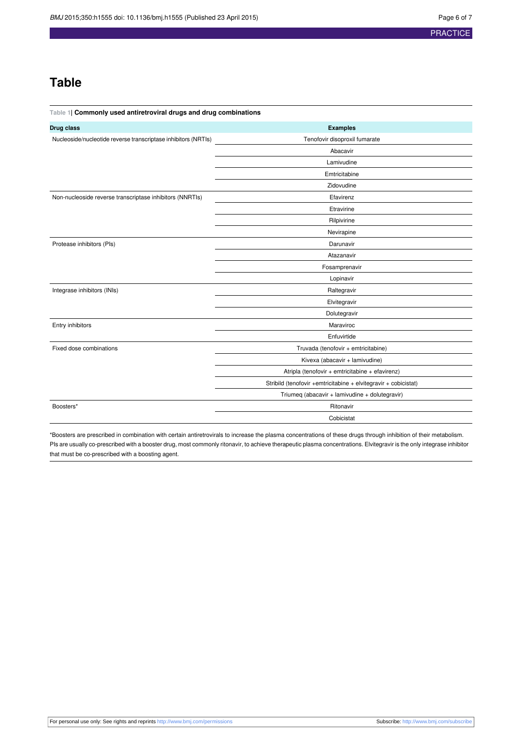# Table

**Table 1| Commonly used antiretroviral drugs and drug combinations**

| Drug class | Examples |
|---|---|
| Nucleoside/nucleotide reverse transcriptase inhibitors (NRTIs) | Tenofovir disoproxil fumarate |
| | Abacavir |
| | Lamivudine |
| | Emtricitabine |
| | Zidovudine |
| Non-nucleoside reverse transcriptase inhibitors (NNRTIs) | Efavirenz |
| | Etravirine |
| | Rilpivirine |
| | Nevirapine |
| Protease inhibitors (PIs) | Darunavir |
| | Atazanavir |
| | Fosamprenavir |
| | Lopinavir |
| Integrase inhibitors (INIs) | Raltegravir |
| | Elvitegravir |
| | Dolutegravir |
| Entry inhibitors | Maraviroc |
| | Enfuvirtide |
| Fixed dose combinations | Truvada (tenofovir + emtricitabine) |
| | Kivexa (abacavir + lamivudine) |
| | Atripla (tenofovir + emtricitabine + efavirenz) |
| | Stribild (tenofovir +emtricitabine + elvitegravir + cobicistat) |
| | Triumeq (abacavir + lamivudine + dolutegravir) |
| Boosters* | Ritonavir |
| | Cobicistat |

*Boosters are prescribed in combination with certain antiretrovirals to increase the plasma concentrations of these drugs through inhibition of their metabolism. PIs are usually co-prescribed with a booster drug, most commonly ritonavir, to achieve therapeutic plasma concentrations. Elvitegravir is the only integrase inhibitor that must be co-prescribed with a boosting agent.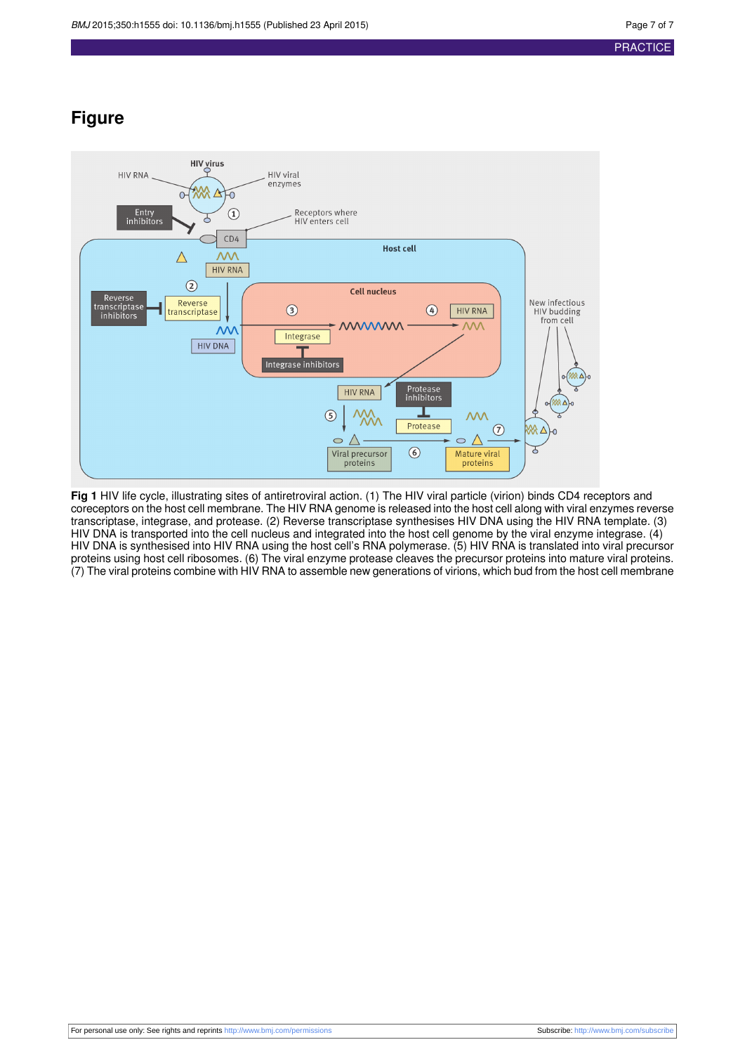# Figure

HIV virus
HIV RNA
HIV viral enzymes
Entry inhibitors
1
Receptors where HIV enters cell
CD4
Host cell
HIV RNA
2
Reverse transcriptase inhibitors
Reverse transcriptase
HIV DNA
Cell nucleus
3
4
HIV RNA
Integrase
Integrase inhibitors
New infectious HIV budding from cell
HIV RNA
Protease inhibitors
5
Protease
7
Viral precursor proteins
6
Mature viral proteins

**Fig 1** HIV life cycle, illustrating sites of antiretroviral action. (1) The HIV viral particle (virion) binds CD4 receptors and coreceptors on the host cell membrane. The HIV RNA genome is released into the host cell along with viral enzymes reverse transcriptase, integrase, and protease. (2) Reverse transcriptase synthesises HIV DNA using the HIV RNA template. (3) HIV DNA is transported into the cell nucleus and integrated into the host cell genome by the viral enzyme integrase. (4) HIV DNA is synthesised into HIV RNA using the host cell's RNA polymerase. (5) HIV RNA is translated into viral precursor proteins using host cell ribosomes. (6) The viral enzyme protease cleaves the precursor proteins into mature viral proteins. (7) The viral proteins combine with HIV RNA to assemble new generations of virions, which bud from the host cell membrane